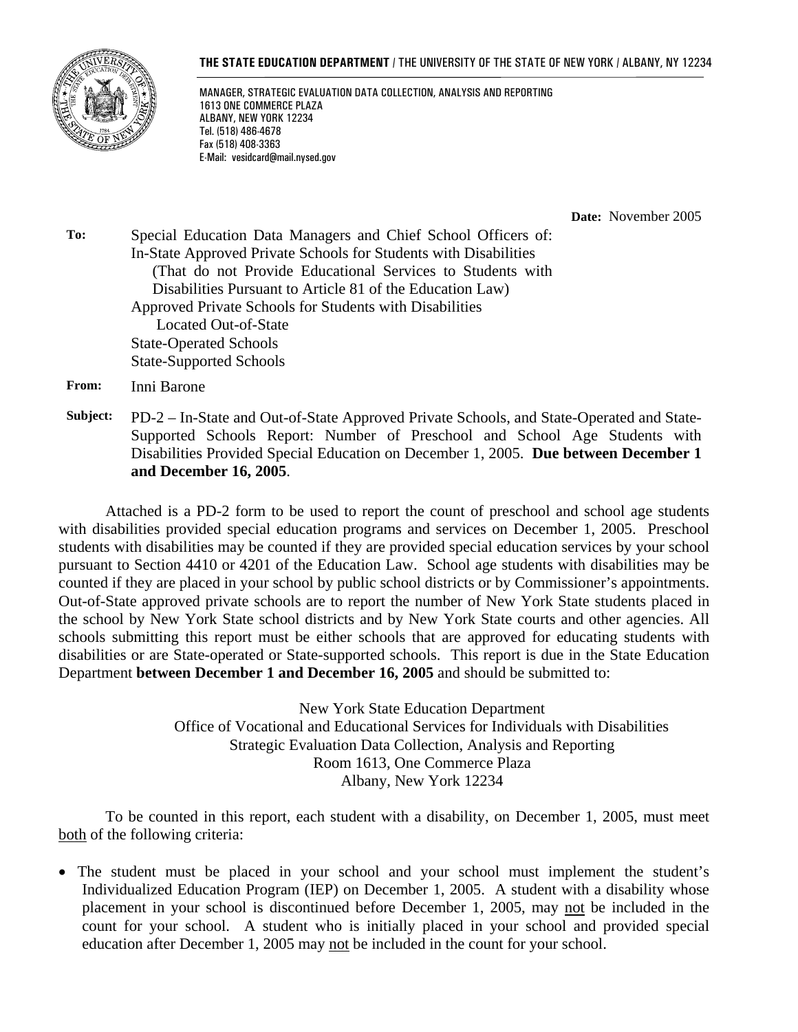**THE STATE EDUCATION DEPARTMENT** / THE UNIVERSITY OF THE STATE OF NEW YORK / ALBANY, NY 12234

MANAGER, STRATEGIC EVALUATION DATA COLLECTION, ANALYSIS AND REPORTING
1613 ONE COMMERCE PLAZA
ALBANY, NEW YORK 12234
Tel. (518) 486-4678
Fax (518) 408-3363
E-Mail: vesidcard@mail.nysed.gov

**Date:** November 2005

**To:** Special Education Data Managers and Chief School Officers of:
In-State Approved Private Schools for Students with Disabilities (That do not Provide Educational Services to Students with Disabilities Pursuant to Article 81 of the Education Law)
Approved Private Schools for Students with Disabilities Located Out-of-State
State-Operated Schools
State-Supported Schools

**From:** Inni Barone

**Subject:** PD-2 – In-State and Out-of-State Approved Private Schools, and State-Operated and State-Supported Schools Report: Number of Preschool and School Age Students with Disabilities Provided Special Education on December 1, 2005. **Due between December 1 and December 16, 2005**.

Attached is a PD-2 form to be used to report the count of preschool and school age students with disabilities provided special education programs and services on December 1, 2005. Preschool students with disabilities may be counted if they are provided special education services by your school pursuant to Section 4410 or 4201 of the Education Law. School age students with disabilities may be counted if they are placed in your school by public school districts or by Commissioner's appointments. Out-of-State approved private schools are to report the number of New York State students placed in the school by New York State school districts and by New York State courts and other agencies. All schools submitting this report must be either schools that are approved for educating students with disabilities or are State-operated or State-supported schools. This report is due in the State Education Department **between December 1 and December 16, 2005** and should be submitted to:

New York State Education Department
Office of Vocational and Educational Services for Individuals with Disabilities
Strategic Evaluation Data Collection, Analysis and Reporting
Room 1613, One Commerce Plaza
Albany, New York 12234

To be counted in this report, each student with a disability, on December 1, 2005, must meet both of the following criteria:

- The student must be placed in your school and your school must implement the student's Individualized Education Program (IEP) on December 1, 2005. A student with a disability whose placement in your school is discontinued before December 1, 2005, may not be included in the count for your school. A student who is initially placed in your school and provided special education after December 1, 2005 may not be included in the count for your school.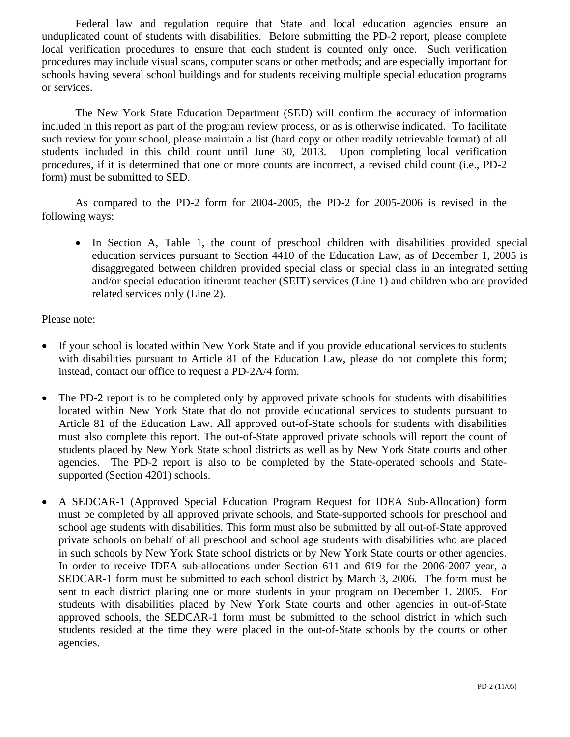Federal law and regulation require that State and local education agencies ensure an unduplicated count of students with disabilities. Before submitting the PD-2 report, please complete local verification procedures to ensure that each student is counted only once. Such verification procedures may include visual scans, computer scans or other methods; and are especially important for schools having several school buildings and for students receiving multiple special education programs or services.

The New York State Education Department (SED) will confirm the accuracy of information included in this report as part of the program review process, or as is otherwise indicated. To facilitate such review for your school, please maintain a list (hard copy or other readily retrievable format) of all students included in this child count until June 30, 2013. Upon completing local verification procedures, if it is determined that one or more counts are incorrect, a revised child count (i.e., PD-2 form) must be submitted to SED.

As compared to the PD-2 form for 2004-2005, the PD-2 for 2005-2006 is revised in the following ways:

- In Section A, Table 1, the count of preschool children with disabilities provided special education services pursuant to Section 4410 of the Education Law, as of December 1, 2005 is disaggregated between children provided special class or special class in an integrated setting and/or special education itinerant teacher (SEIT) services (Line 1) and children who are provided related services only (Line 2).

Please note:

- If your school is located within New York State and if you provide educational services to students with disabilities pursuant to Article 81 of the Education Law, please do not complete this form; instead, contact our office to request a PD-2A/4 form.
- The PD-2 report is to be completed only by approved private schools for students with disabilities located within New York State that do not provide educational services to students pursuant to Article 81 of the Education Law. All approved out-of-State schools for students with disabilities must also complete this report. The out-of-State approved private schools will report the count of students placed by New York State school districts as well as by New York State courts and other agencies. The PD-2 report is also to be completed by the State-operated schools and State-supported (Section 4201) schools.
- A SEDCAR-1 (Approved Special Education Program Request for IDEA Sub-Allocation) form must be completed by all approved private schools, and State-supported schools for preschool and school age students with disabilities. This form must also be submitted by all out-of-State approved private schools on behalf of all preschool and school age students with disabilities who are placed in such schools by New York State school districts or by New York State courts or other agencies. In order to receive IDEA sub-allocations under Section 611 and 619 for the 2006-2007 year, a SEDCAR-1 form must be submitted to each school district by March 3, 2006. The form must be sent to each district placing one or more students in your program on December 1, 2005. For students with disabilities placed by New York State courts and other agencies in out-of-State approved schools, the SEDCAR-1 form must be submitted to the school district in which such students resided at the time they were placed in the out-of-State schools by the courts or other agencies.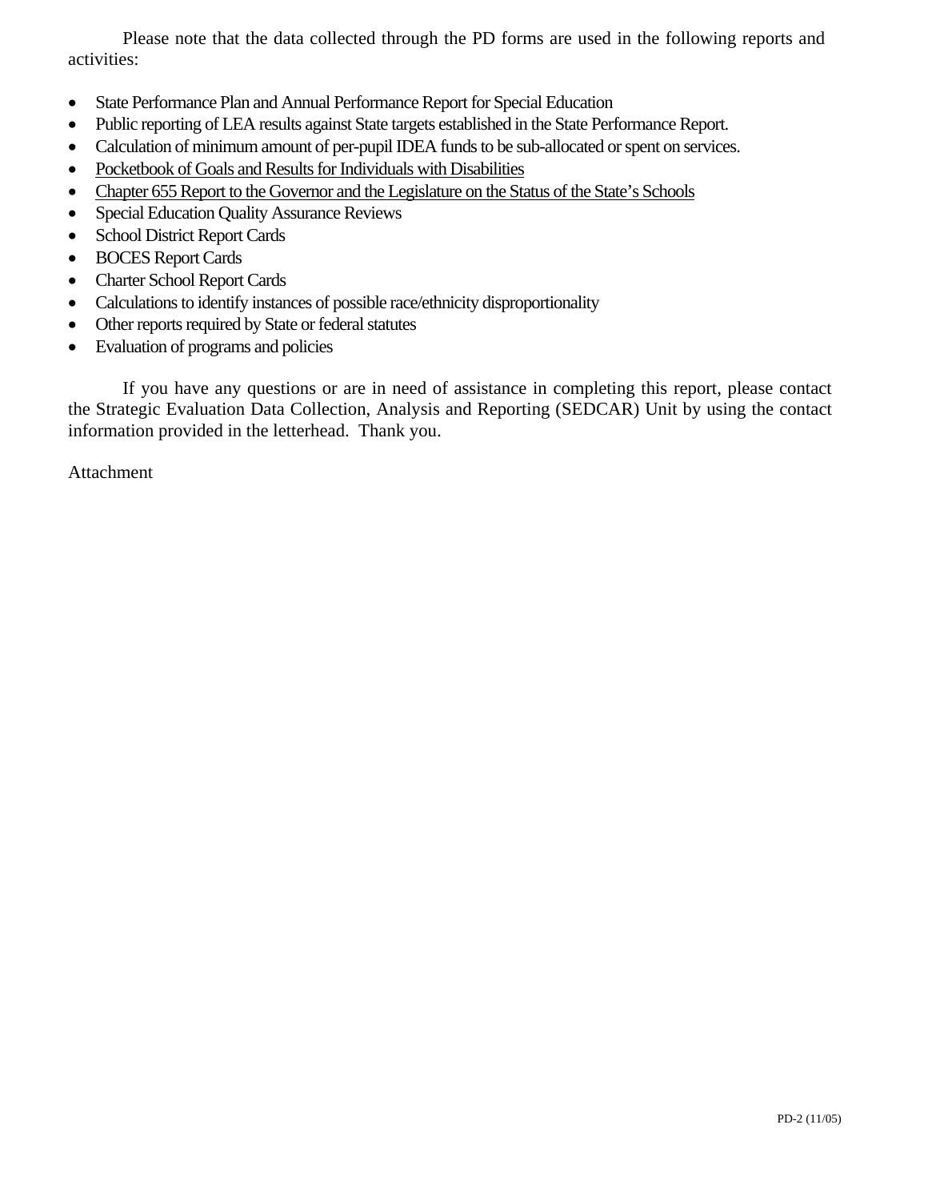Please note that the data collected through the PD forms are used in the following reports and activities:

- State Performance Plan and Annual Performance Report for Special Education
- Public reporting of LEA results against State targets established in the State Performance Report.
- Calculation of minimum amount of per-pupil IDEA funds to be sub-allocated or spent on services.
- <u>Pocketbook of Goals and Results for Individuals with Disabilities</u>
- <u>Chapter 655 Report to the Governor and the Legislature on the Status of the State's Schools</u>
- Special Education Quality Assurance Reviews
- School District Report Cards
- BOCES Report Cards
- Charter School Report Cards
- Calculations to identify instances of possible race/ethnicity disproportionality
- Other reports required by State or federal statutes
- Evaluation of programs and policies

If you have any questions or are in need of assistance in completing this report, please contact the Strategic Evaluation Data Collection, Analysis and Reporting (SEDCAR) Unit by using the contact information provided in the letterhead. Thank you.

Attachment

PD-2 (11/05)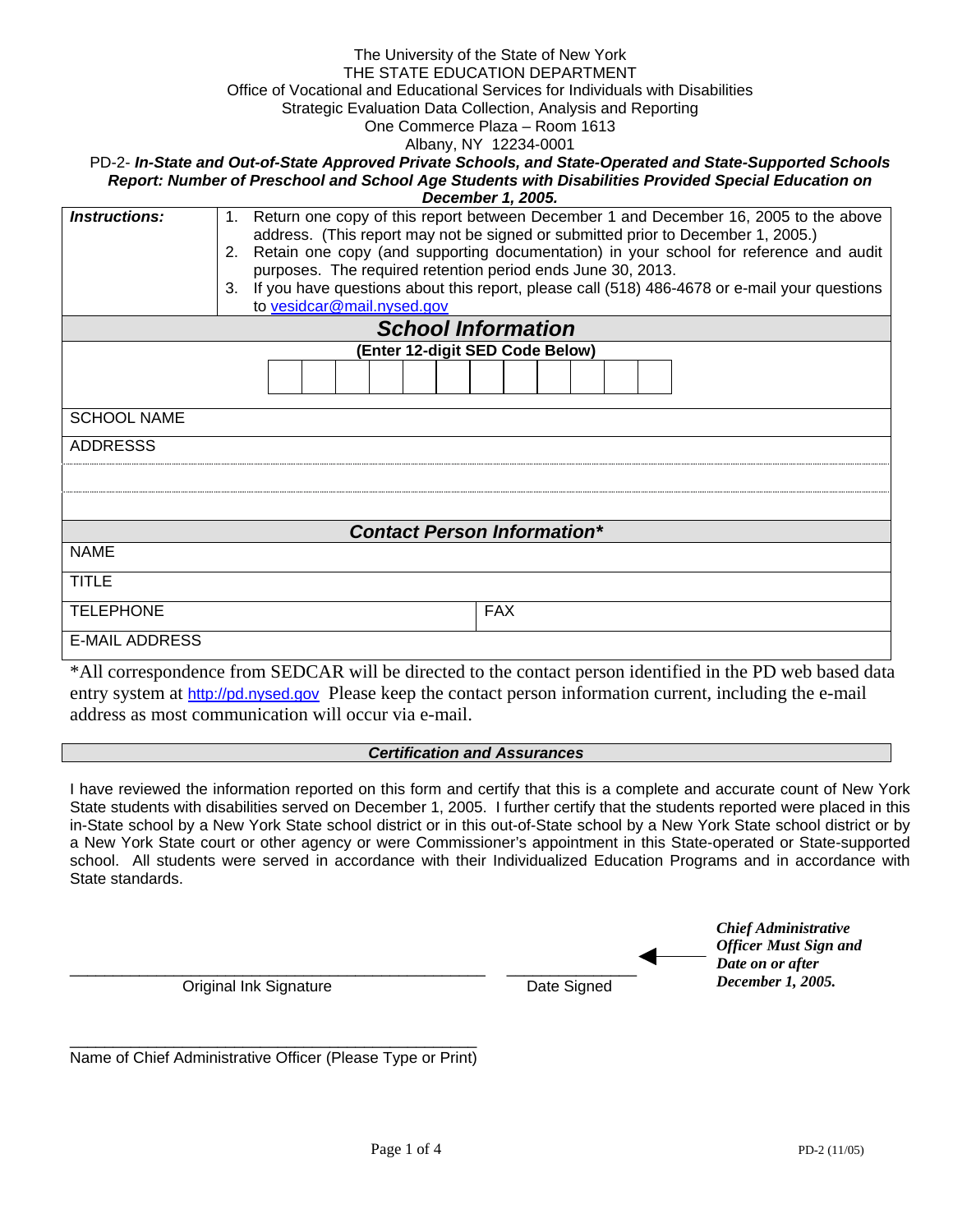The University of the State of New York
THE STATE EDUCATION DEPARTMENT
Office of Vocational and Educational Services for Individuals with Disabilities
Strategic Evaluation Data Collection, Analysis and Reporting
One Commerce Plaza – Room 1613
Albany, NY 12234-0001

PD-2- ***In-State and Out-of-State Approved Private Schools, and State-Operated and State-Supported Schools Report: Number of Preschool and School Age Students with Disabilities Provided Special Education on December 1, 2005.***

| ***Instructions:*** | 1. Return one copy of this report between December 1 and December 16, 2005 to the above address. (This report may not be signed or submitted prior to December 1, 2005.)<br>2. Retain one copy (and supporting documentation) in your school for reference and audit purposes. The required retention period ends June 30, 2013.<br>3. If you have questions about this report, please call (518) 486-4678 or e-mail your questions to vesidcar@mail.nysed.gov |
|---|---|

## *School Information*

**(Enter 12-digit SED Code Below)**

| | | | | | | | | | | | |
|---|---|---|---|---|---|---|---|---|---|---|---|
| | | | | | | | | | | | |

SCHOOL NAME

ADDRESSS

## *Contact Person Information**

NAME

TITLE

| TELEPHONE | FAX |
|---|---|

E-MAIL ADDRESS

*All correspondence from SEDCAR will be directed to the contact person identified in the PD web based data entry system at http://pd.nysed.gov Please keep the contact person information current, including the e-mail address as most communication will occur via e-mail.

### *Certification and Assurances*

I have reviewed the information reported on this form and certify that this is a complete and accurate count of New York State students with disabilities served on December 1, 2005. I further certify that the students reported were placed in this in-State school by a New York State school district or in this out-of-State school by a New York State school district or by a New York State court or other agency or were Commissioner's appointment in this State-operated or State-supported school. All students were served in accordance with their Individualized Education Programs and in accordance with State standards.

_______________________________________________ Original Ink Signature

_______________ Date Signed

***Chief Administrative Officer Must Sign and Date on or after December 1, 2005.***

_______________________________________________
Name of Chief Administrative Officer (Please Type or Print)

PD-2 (11/05)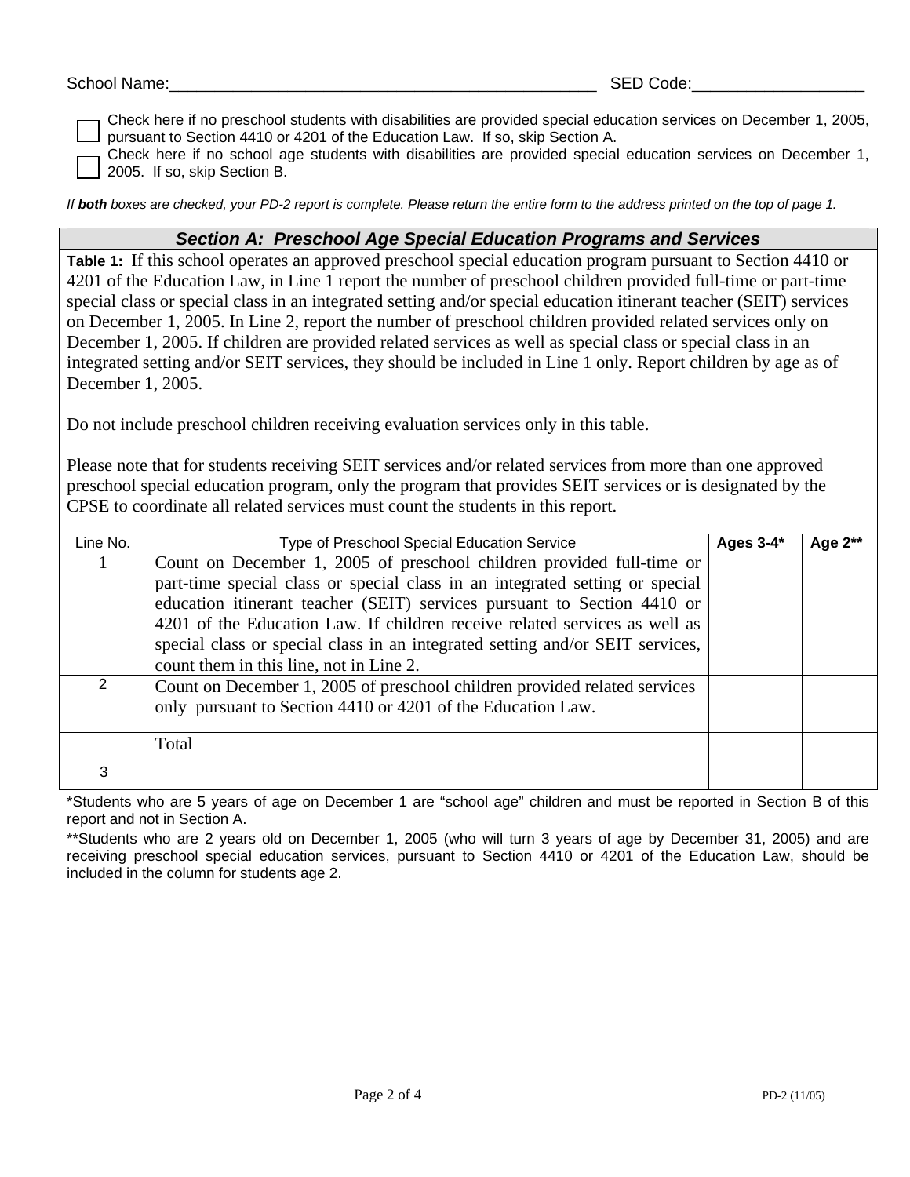School Name:_______________________________________________ SED Code:___________________

☐ Check here if no preschool students with disabilities are provided special education services on December 1, 2005, pursuant to Section 4410 or 4201 of the Education Law. If so, skip Section A.

☐ Check here if no school age students with disabilities are provided special education services on December 1, 2005. If so, skip Section B.

*If **both** boxes are checked, your PD-2 report is complete. Please return the entire form to the address printed on the top of page 1.*

## *Section A: Preschool Age Special Education Programs and Services*

**Table 1:** If this school operates an approved preschool special education program pursuant to Section 4410 or 4201 of the Education Law, in Line 1 report the number of preschool children provided full-time or part-time special class or special class in an integrated setting and/or special education itinerant teacher (SEIT) services on December 1, 2005. In Line 2, report the number of preschool children provided related services only on December 1, 2005. If children are provided related services as well as special class or special class in an integrated setting and/or SEIT services, they should be included in Line 1 only. Report children by age as of December 1, 2005.

Do not include preschool children receiving evaluation services only in this table.

Please note that for students receiving SEIT services and/or related services from more than one approved preschool special education program, only the program that provides SEIT services or is designated by the CPSE to coordinate all related services must count the students in this report.

| Line No. | Type of Preschool Special Education Service | **Ages 3-4*** | **Age 2**** |
|---|---|---|---|
| 1 | Count on December 1, 2005 of preschool children provided full-time or part-time special class or special class in an integrated setting or special education itinerant teacher (SEIT) services pursuant to Section 4410 or 4201 of the Education Law. If children receive related services as well as special class or special class in an integrated setting and/or SEIT services, count them in this line, not in Line 2. | | |
| 2 | Count on December 1, 2005 of preschool children provided related services only pursuant to Section 4410 or 4201 of the Education Law. | | |
| 3 | Total | | |

*Students who are 5 years of age on December 1 are "school age" children and must be reported in Section B of this report and not in Section A.

**Students who are 2 years old on December 1, 2005 (who will turn 3 years of age by December 31, 2005) and are receiving preschool special education services, pursuant to Section 4410 or 4201 of the Education Law, should be included in the column for students age 2.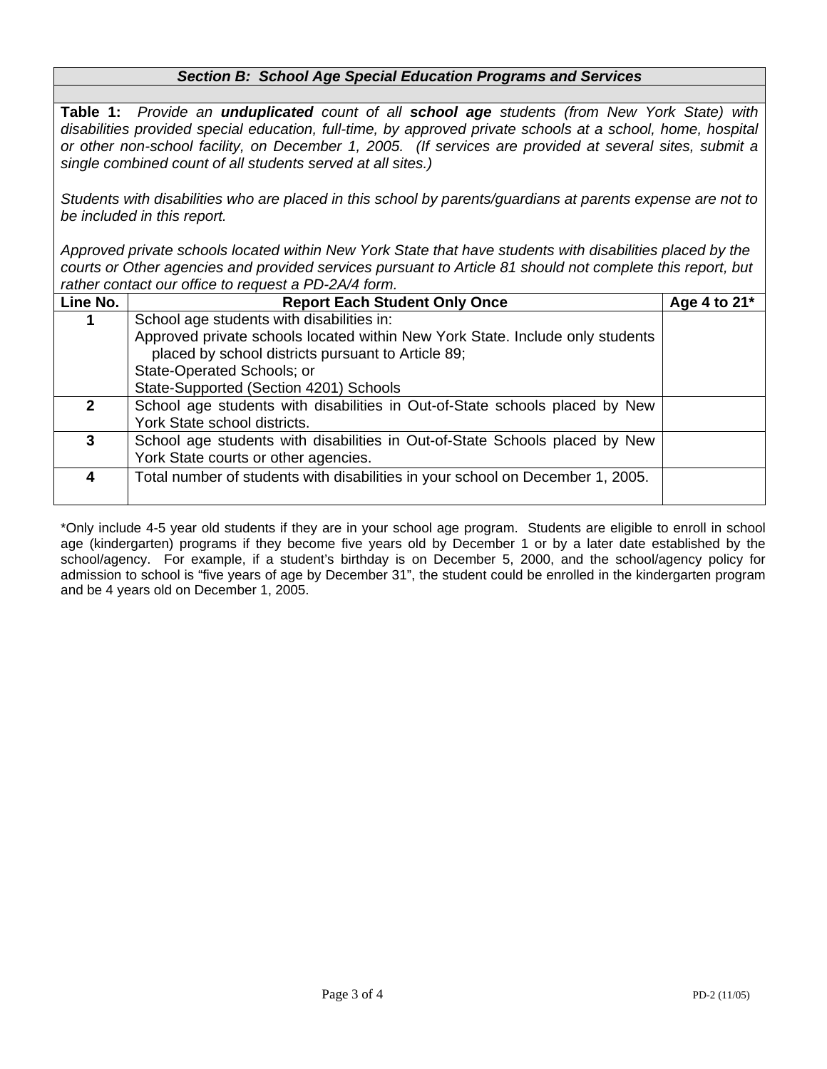## *Section B: School Age Special Education Programs and Services*

**Table 1:** *Provide an* ***unduplicated*** *count of all* ***school age*** *students (from New York State) with disabilities provided special education, full-time, by approved private schools at a school, home, hospital or other non-school facility, on December 1, 2005. (If services are provided at several sites, submit a single combined count of all students served at all sites.)*

*Students with disabilities who are placed in this school by parents/guardians at parents expense are not to be included in this report.*

*Approved private schools located within New York State that have students with disabilities placed by the courts or Other agencies and provided services pursuant to Article 81 should not complete this report, but rather contact our office to request a PD-2A/4 form.*

| Line No. | Report Each Student Only Once | Age 4 to 21* |
|---|---|---|
| **1** | School age students with disabilities in:<br>Approved private schools located within New York State. Include only students placed by school districts pursuant to Article 89;<br>State-Operated Schools; or<br>State-Supported (Section 4201) Schools | |
| **2** | School age students with disabilities in Out-of-State schools placed by New York State school districts. | |
| **3** | School age students with disabilities in Out-of-State Schools placed by New York State courts or other agencies. | |
| **4** | Total number of students with disabilities in your school on December 1, 2005. | |

*Only include 4-5 year old students if they are in your school age program. Students are eligible to enroll in school age (kindergarten) programs if they become five years old by December 1 or by a later date established by the school/agency. For example, if a student's birthday is on December 5, 2000, and the school/agency policy for admission to school is "five years of age by December 31", the student could be enrolled in the kindergarten program and be 4 years old on December 1, 2005.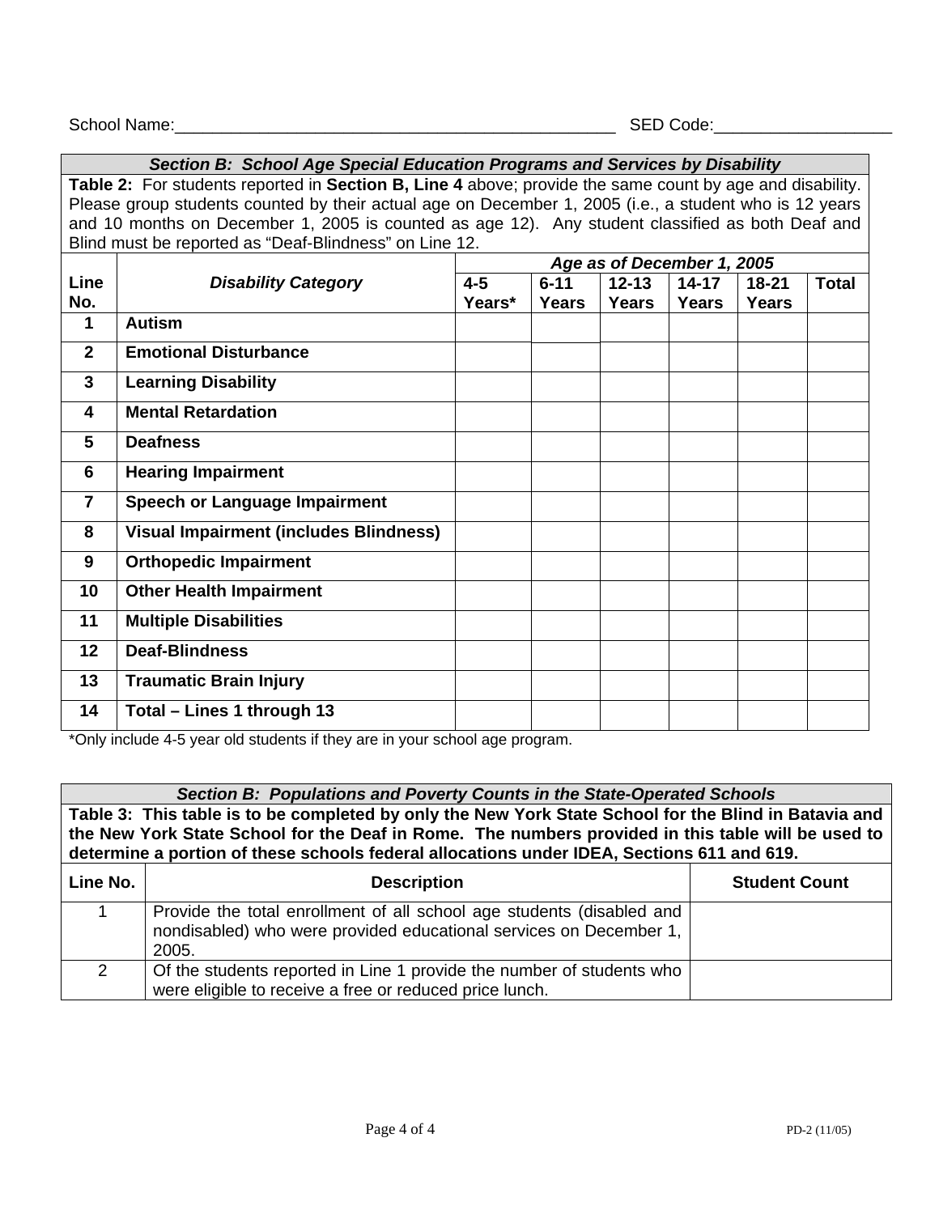School Name:_______________________________________________ SED Code:__________________

| *Section B: School Age Special Education Programs and Services by Disability* | | | | | | | |
|---|---|---|---|---|---|---|---|
| **Table 2:** For students reported in **Section B, Line 4** above; provide the same count by age and disability. Please group students counted by their actual age on December 1, 2005 (i.e., a student who is 12 years and 10 months on December 1, 2005 is counted as age 12). Any student classified as both Deaf and Blind must be reported as "Deaf-Blindness" on Line 12. | | | | | | | |
| | | ***Age as of December 1, 2005*** | | | | | |
| **Line No.** | ***Disability Category*** | **4-5 Years*** | **6-11 Years** | **12-13 Years** | **14-17 Years** | **18-21 Years** | **Total** |
| **1** | **Autism** | | | | | | |
| **2** | **Emotional Disturbance** | | | | | | |
| **3** | **Learning Disability** | | | | | | |
| **4** | **Mental Retardation** | | | | | | |
| **5** | **Deafness** | | | | | | |
| **6** | **Hearing Impairment** | | | | | | |
| **7** | **Speech or Language Impairment** | | | | | | |
| **8** | **Visual Impairment (includes Blindness)** | | | | | | |
| **9** | **Orthopedic Impairment** | | | | | | |
| **10** | **Other Health Impairment** | | | | | | |
| **11** | **Multiple Disabilities** | | | | | | |
| **12** | **Deaf-Blindness** | | | | | | |
| **13** | **Traumatic Brain Injury** | | | | | | |
| **14** | **Total – Lines 1 through 13** | | | | | | |

*Only include 4-5 year old students if they are in your school age program.

| *Section B: Populations and Poverty Counts in the State-Operated Schools* | | |
|---|---|---|
| **Table 3: This table is to be completed by only the New York State School for the Blind in Batavia and the New York State School for the Deaf in Rome. The numbers provided in this table will be used to determine a portion of these schools federal allocations under IDEA, Sections 611 and 619.** | | |
| **Line No.** | **Description** | **Student Count** |
| 1 | Provide the total enrollment of all school age students (disabled and nondisabled) who were provided educational services on December 1, 2005. | |
| 2 | Of the students reported in Line 1 provide the number of students who were eligible to receive a free or reduced price lunch. | |

PD-2 (11/05)